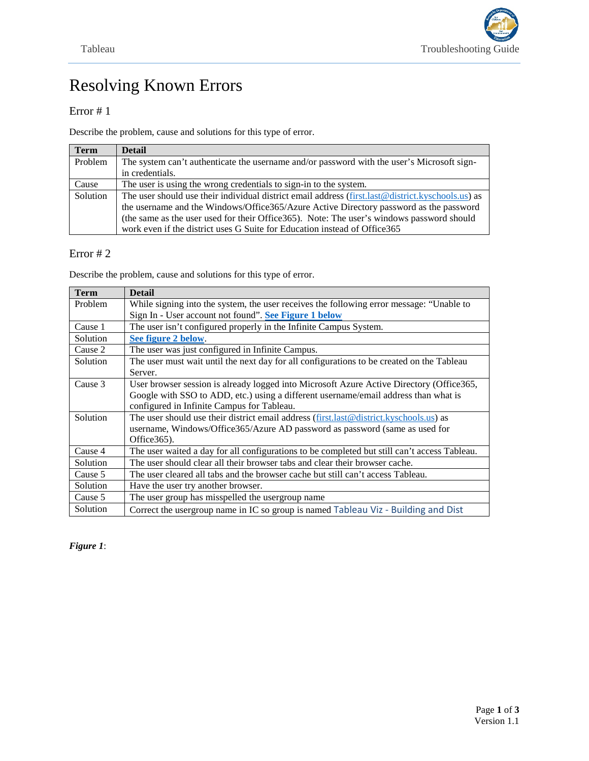# Resolving Known Errors

## Error # 1

Describe the problem, cause and solutions for this type of error.

| Term | Detail |
|---|---|
| Problem | The system can't authenticate the username and/or password with the user's Microsoft sign-in credentials. |
| Cause | The user is using the wrong credentials to sign-in to the system. |
| Solution | The user should use their individual district email address (first.last@district.kyschools.us) as the username and the Windows/Office365/Azure Active Directory password as the password (the same as the user used for their Office365). Note: The user's windows password should work even if the district uses G Suite for Education instead of Office365 |

## Error # 2

Describe the problem, cause and solutions for this type of error.

| Term | Detail |
|---|---|
| Problem | While signing into the system, the user receives the following error message: "Unable to Sign In - User account not found". **See Figure 1 below** |
| Cause 1 | The user isn't configured properly in the Infinite Campus System. |
| Solution | **See figure 2 below**. |
| Cause 2 | The user was just configured in Infinite Campus. |
| Solution | The user must wait until the next day for all configurations to be created on the Tableau Server. |
| Cause 3 | User browser session is already logged into Microsoft Azure Active Directory (Office365, Google with SSO to ADD, etc.) using a different username/email address than what is configured in Infinite Campus for Tableau. |
| Solution | The user should use their district email address (first.last@district.kyschools.us) as username, Windows/Office365/Azure AD password as password (same as used for Office365). |
| Cause 4 | The user waited a day for all configurations to be completed but still can't access Tableau. |
| Solution | The user should clear all their browser tabs and clear their browser cache. |
| Cause 5 | The user cleared all tabs and the browser cache but still can't access Tableau. |
| Solution | Have the user try another browser. |
| Cause 5 | The user group has misspelled the usergroup name |
| Solution | Correct the usergroup name in IC so group is named Tableau Viz - Building and Dist |

***Figure 1***: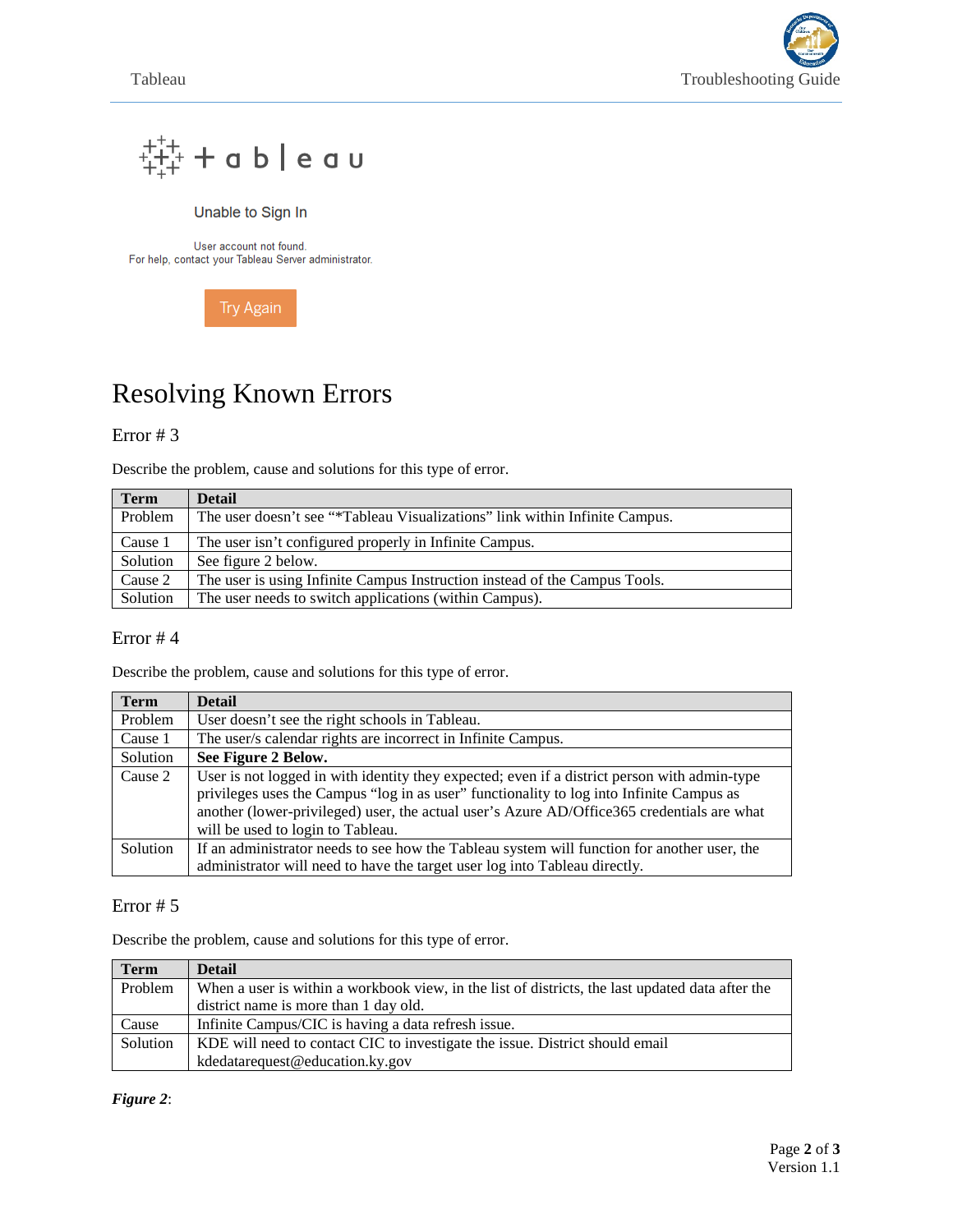+ a b | e a u

Unable to Sign In

User account not found.
For help, contact your Tableau Server administrator.

Try Again

# Resolving Known Errors

## Error # 3

Describe the problem, cause and solutions for this type of error.

| Term | Detail |
| --- | --- |
| Problem | The user doesn’t see “*Tableau Visualizations” link within Infinite Campus. |
| Cause 1 | The user isn’t configured properly in Infinite Campus. |
| Solution | See figure 2 below. |
| Cause 2 | The user is using Infinite Campus Instruction instead of the Campus Tools. |
| Solution | The user needs to switch applications (within Campus). |

## Error # 4

Describe the problem, cause and solutions for this type of error.

| Term | Detail |
| --- | --- |
| Problem | User doesn’t see the right schools in Tableau. |
| Cause 1 | The user/s calendar rights are incorrect in Infinite Campus. |
| Solution | **See Figure 2 Below.** |
| Cause 2 | User is not logged in with identity they expected; even if a district person with admin-type privileges uses the Campus “log in as user” functionality to log into Infinite Campus as another (lower-privileged) user, the actual user’s Azure AD/Office365 credentials are what will be used to login to Tableau. |
| Solution | If an administrator needs to see how the Tableau system will function for another user, the administrator will need to have the target user log into Tableau directly. |

## Error # 5

Describe the problem, cause and solutions for this type of error.

| Term | Detail |
| --- | --- |
| Problem | When a user is within a workbook view, in the list of districts, the last updated data after the district name is more than 1 day old. |
| Cause | Infinite Campus/CIC is having a data refresh issue. |
| Solution | KDE will need to contact CIC to investigate the issue. District should email kdedatarequest@education.ky.gov |

***Figure 2***: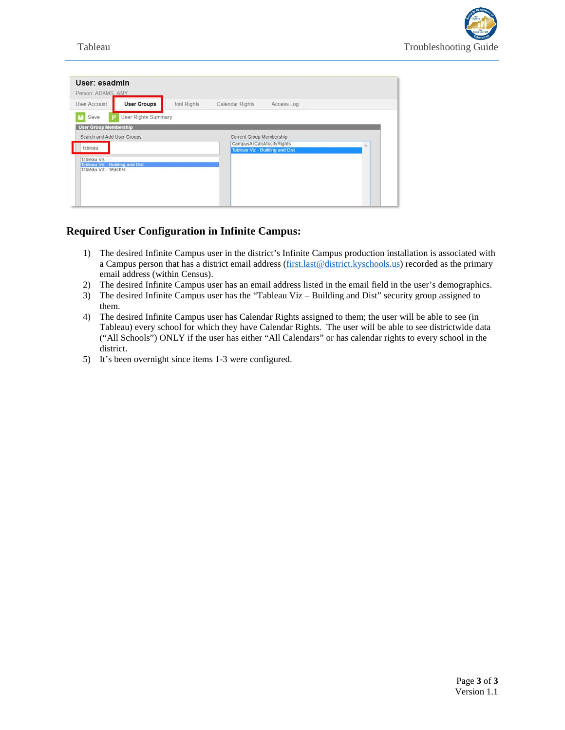## Required User Configuration in Infinite Campus:

1) The desired Infinite Campus user in the district's Infinite Campus production installation is associated with a Campus person that has a district email address (first.last@district.kyschools.us) recorded as the primary email address (within Census).
2) The desired Infinite Campus user has an email address listed in the email field in the user's demographics.
3) The desired Infinite Campus user has the "Tableau Viz – Building and Dist" security group assigned to them.
4) The desired Infinite Campus user has Calendar Rights assigned to them; the user will be able to see (in Tableau) every school for which they have Calendar Rights. The user will be able to see districtwide data ("All Schools") ONLY if the user has either "All Calendars" or has calendar rights to every school in the district.
5) It's been overnight since items 1-3 were configured.